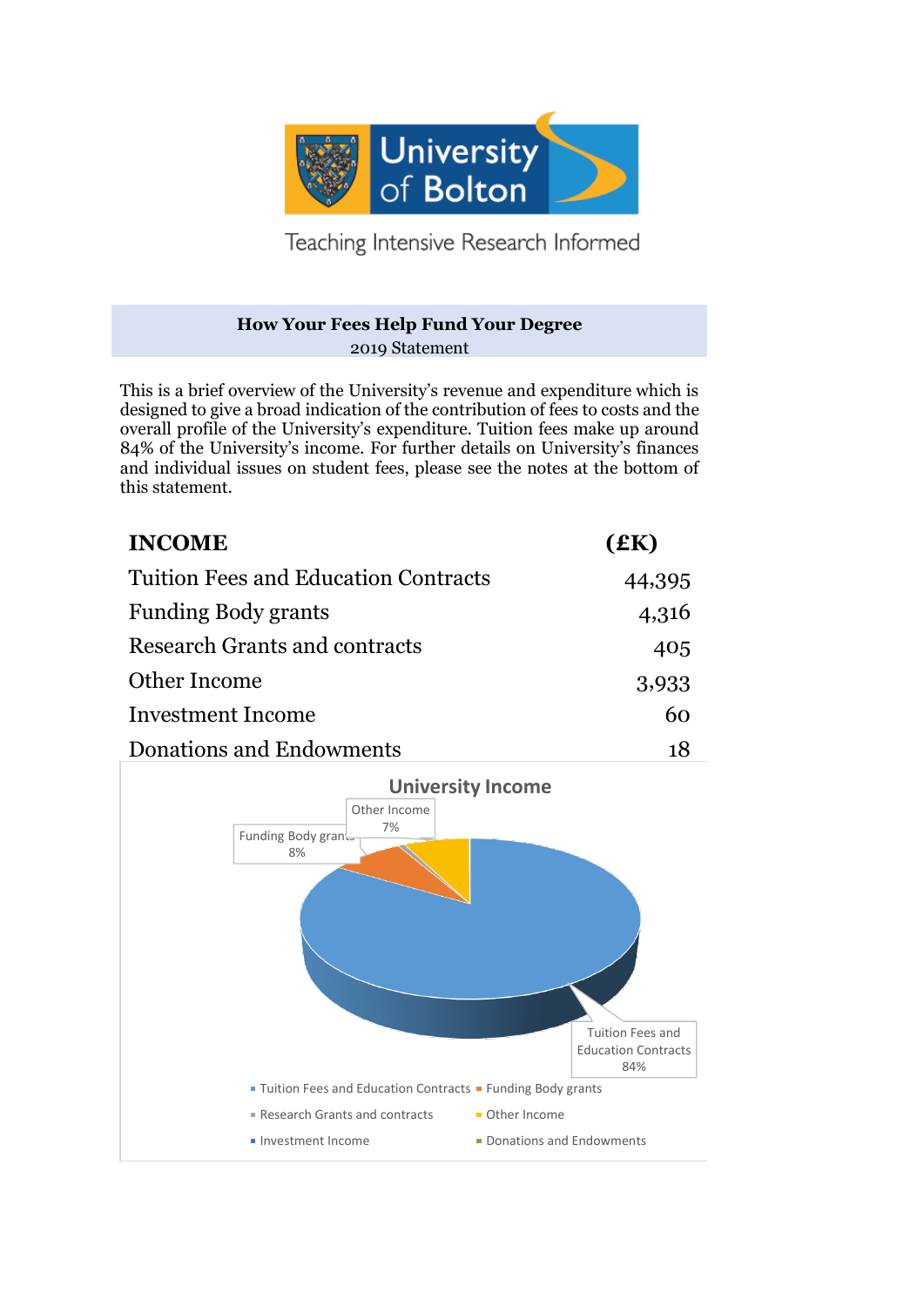University of Bolton

Teaching Intensive Research Informed

## How Your Fees Help Fund Your Degree

2019 Statement

This is a brief overview of the University's revenue and expenditure which is designed to give a broad indication of the contribution of fees to costs and the overall profile of the University's expenditure. Tuition fees make up around 84% of the University's income. For further details on University's finances and individual issues on student fees, please see the notes at the bottom of this statement.

| INCOME | (£K) |
|---|---|
| Tuition Fees and Education Contracts | 44,395 |
| Funding Body grants | 4,316 |
| Research Grants and contracts | 405 |
| Other Income | 3,933 |
| Investment Income | 60 |
| Donations and Endowments | 18 |

**University Income**

- Tuition Fees and Education Contracts 84%
- Funding Body grants 8%
- Other Income 7%

Legend: Tuition Fees and Education Contracts; Funding Body grants; Research Grants and contracts; Other Income; Investment Income; Donations and Endowments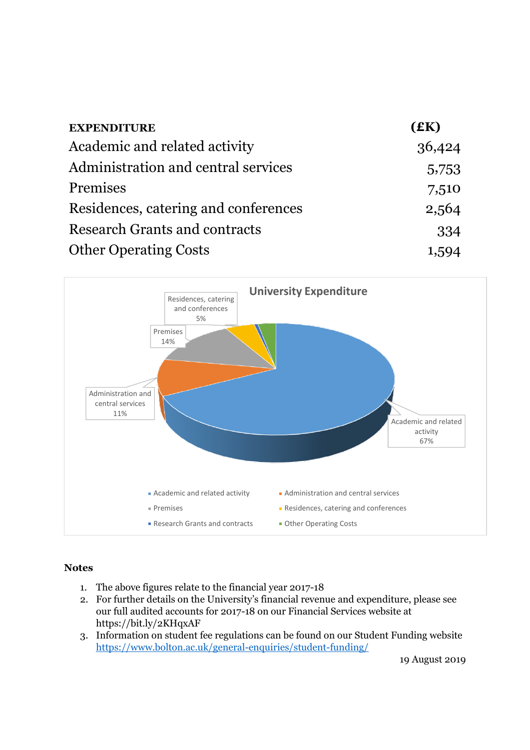| EXPENDITURE | (£K) |
|---|---|
| Academic and related activity | 36,424 |
| Administration and central services | 5,753 |
| Premises | 7,510 |
| Residences, catering and conferences | 2,564 |
| Research Grants and contracts | 334 |
| Other Operating Costs | 1,594 |

University Expenditure

Residences, catering and conferences 5%

Premises 14%

Administration and central services 11%

Academic and related activity 67%

Academic and related activity
Administration and central services
Premises
Residences, catering and conferences
Research Grants and contracts
Other Operating Costs

**Notes**

1. The above figures relate to the financial year 2017-18
2. For further details on the University's financial revenue and expenditure, please see our full audited accounts for 2017-18 on our Financial Services website at https://bit.ly/2KHqxAF
3. Information on student fee regulations can be found on our Student Funding website https://www.bolton.ac.uk/general-enquiries/student-funding/

19 August 2019